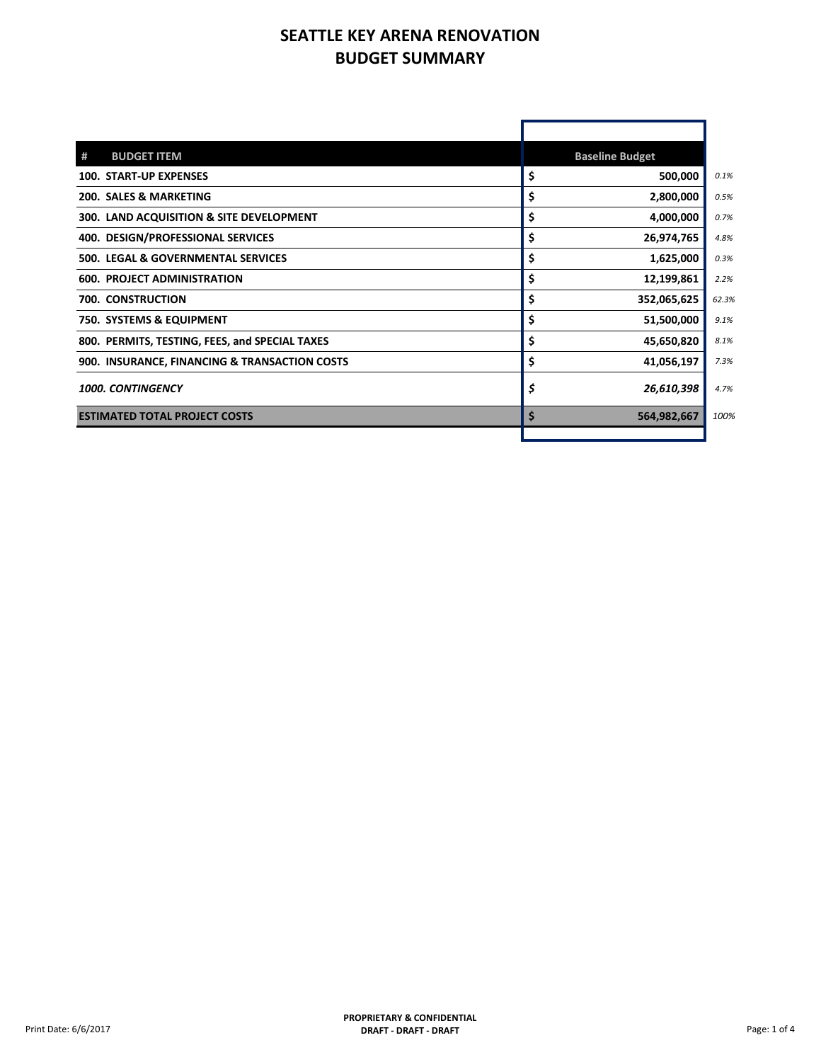# SEATTLE KEY ARENA RENOVATION
# BUDGET SUMMARY

| # BUDGET ITEM | Baseline Budget | |
|---|---|---|
| **100. START-UP EXPENSES** | **$ 500,000** | *0.1%* |
| **200. SALES & MARKETING** | **$ 2,800,000** | *0.5%* |
| **300. LAND ACQUISITION & SITE DEVELOPMENT** | **$ 4,000,000** | *0.7%* |
| **400. DESIGN/PROFESSIONAL SERVICES** | **$ 26,974,765** | *4.8%* |
| **500. LEGAL & GOVERNMENTAL SERVICES** | **$ 1,625,000** | *0.3%* |
| **600. PROJECT ADMINISTRATION** | **$ 12,199,861** | *2.2%* |
| **700. CONSTRUCTION** | **$ 352,065,625** | *62.3%* |
| **750. SYSTEMS & EQUIPMENT** | **$ 51,500,000** | *9.1%* |
| **800. PERMITS, TESTING, FEES, and SPECIAL TAXES** | **$ 45,650,820** | *8.1%* |
| **900. INSURANCE, FINANCING & TRANSACTION COSTS** | **$ 41,056,197** | *7.3%* |
| ***1000. CONTINGENCY*** | ***$ 26,610,398*** | *4.7%* |
| **ESTIMATED TOTAL PROJECT COSTS** | **$ 564,982,667** | *100%* |

Print Date: 6/6/2017

**PROPRIETARY & CONFIDENTIAL**
**DRAFT - DRAFT - DRAFT**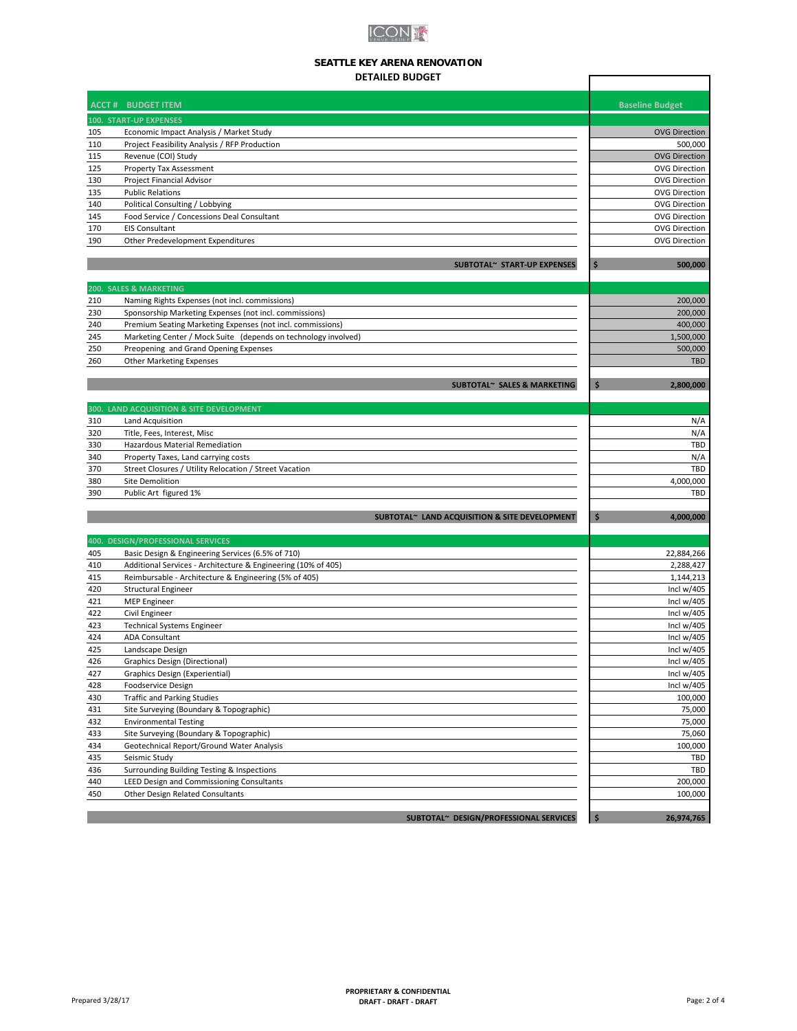# SEATTLE KEY ARENA RENOVATION

## DETAILED BUDGET

| ACCT # | BUDGET ITEM | Baseline Budget |
|---|---|---|
| **100.** | **START-UP EXPENSES** | |
| 105 | Economic Impact Analysis / Market Study | OVG Direction |
| 110 | Project Feasibility Analysis / RFP Production | 500,000 |
| 115 | Revenue (COI) Study | OVG Direction |
| 125 | Property Tax Assessment | OVG Direction |
| 130 | Project Financial Advisor | OVG Direction |
| 135 | Public Relations | OVG Direction |
| 140 | Political Consulting / Lobbying | OVG Direction |
| 145 | Food Service / Concessions Deal Consultant | OVG Direction |
| 170 | EIS Consultant | OVG Direction |
| 190 | Other Predevelopment Expenditures | OVG Direction |
| | **SUBTOTAL~ START-UP EXPENSES** | **$ 500,000** |
| **200.** | **SALES & MARKETING** | |
| 210 | Naming Rights Expenses (not incl. commissions) | 200,000 |
| 230 | Sponsorship Marketing Expenses (not incl. commissions) | 200,000 |
| 240 | Premium Seating Marketing Expenses (not incl. commissions) | 400,000 |
| 245 | Marketing Center / Mock Suite (depends on technology involved) | 1,500,000 |
| 250 | Preopening and Grand Opening Expenses | 500,000 |
| 260 | Other Marketing Expenses | TBD |
| | **SUBTOTAL~ SALES & MARKETING** | **$ 2,800,000** |
| **300.** | **LAND ACQUISITION & SITE DEVELOPMENT** | |
| 310 | Land Acquisition | N/A |
| 320 | Title, Fees, Interest, Misc | N/A |
| 330 | Hazardous Material Remediation | TBD |
| 340 | Property Taxes, Land carrying costs | N/A |
| 370 | Street Closures / Utility Relocation / Street Vacation | TBD |
| 380 | Site Demolition | 4,000,000 |
| 390 | Public Art figured 1% | TBD |
| | **SUBTOTAL~ LAND ACQUISITION & SITE DEVELOPMENT** | **$ 4,000,000** |
| **400.** | **DESIGN/PROFESSIONAL SERVICES** | |
| 405 | Basic Design & Engineering Services (6.5% of 710) | 22,884,266 |
| 410 | Additional Services - Architecture & Engineering (10% of 405) | 2,288,427 |
| 415 | Reimbursable - Architecture & Engineering (5% of 405) | 1,144,213 |
| 420 | Structural Engineer | Incl w/405 |
| 421 | MEP Engineer | Incl w/405 |
| 422 | Civil Engineer | Incl w/405 |
| 423 | Technical Systems Engineer | Incl w/405 |
| 424 | ADA Consultant | Incl w/405 |
| 425 | Landscape Design | Incl w/405 |
| 426 | Graphics Design (Directional) | Incl w/405 |
| 427 | Graphics Design (Experiential) | Incl w/405 |
| 428 | Foodservice Design | Incl w/405 |
| 430 | Traffic and Parking Studies | 100,000 |
| 431 | Site Surveying (Boundary & Topographic) | 75,000 |
| 432 | Environmental Testing | 75,000 |
| 433 | Site Surveying (Boundary & Topographic) | 75,060 |
| 434 | Geotechnical Report/Ground Water Analysis | 100,000 |
| 435 | Seismic Study | TBD |
| 436 | Surrounding Building Testing & Inspections | TBD |
| 440 | LEED Design and Commissioning Consultants | 200,000 |
| 450 | Other Design Related Consultants | 100,000 |
| | **SUBTOTAL~ DESIGN/PROFESSIONAL SERVICES** | **$ 26,974,765** |

Prepared 3/28/17

**PROPRIETARY & CONFIDENTIAL**
**DRAFT - DRAFT - DRAFT**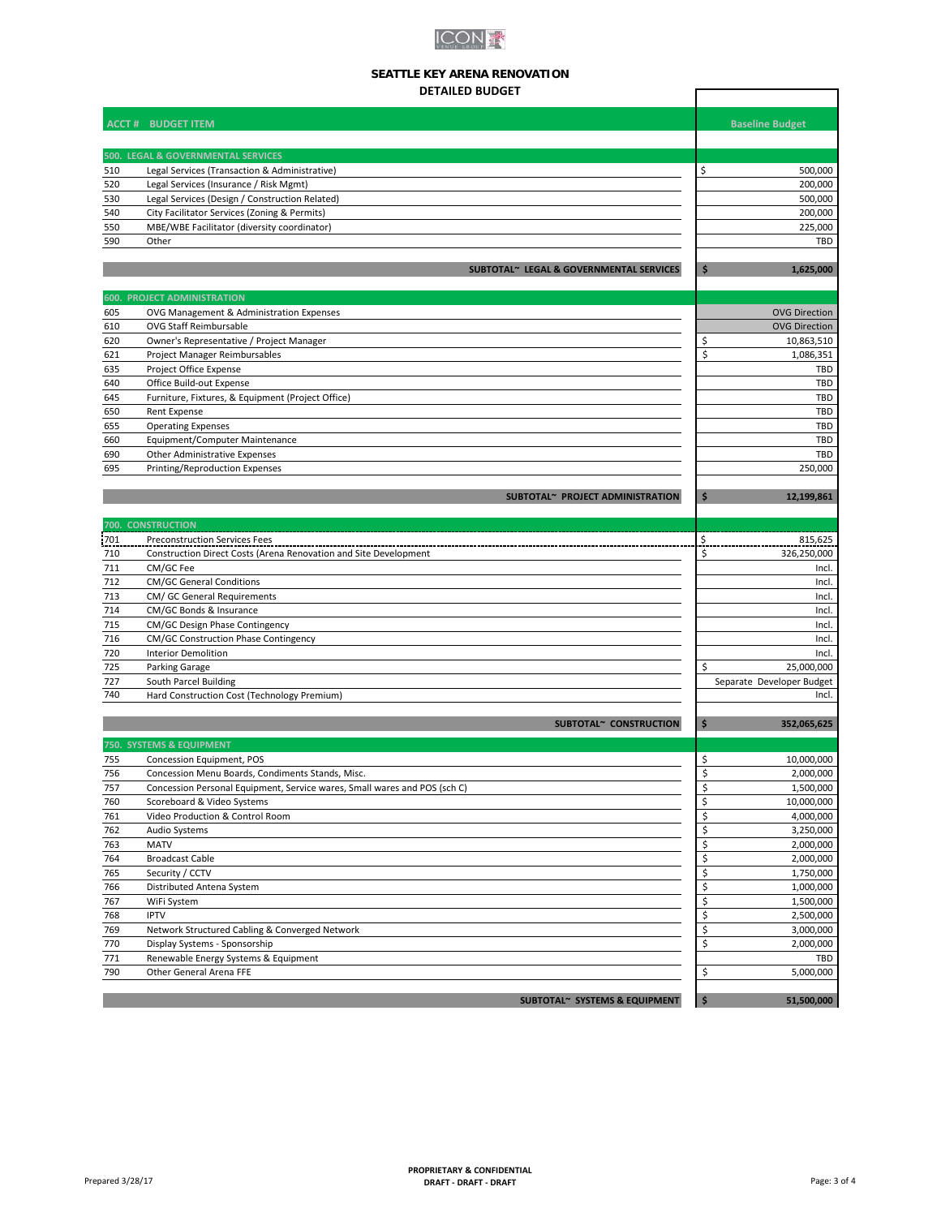# SEATTLE KEY ARENA RENOVATION
## DETAILED BUDGET

| ACCT # | BUDGET ITEM | Baseline Budget |
|---|---|---|
| **500.** | **LEGAL & GOVERNMENTAL SERVICES** | |
| 510 | Legal Services (Transaction & Administrative) | $ 500,000 |
| 520 | Legal Services (Insurance / Risk Mgmt) | 200,000 |
| 530 | Legal Services (Design / Construction Related) | 500,000 |
| 540 | City Facilitator Services (Zoning & Permits) | 200,000 |
| 550 | MBE/WBE Facilitator (diversity coordinator) | 225,000 |
| 590 | Other | TBD |
| | **SUBTOTAL~ LEGAL & GOVERNMENTAL SERVICES** | **$ 1,625,000** |
| **600.** | **PROJECT ADMINISTRATION** | |
| 605 | OVG Management & Administration Expenses | OVG Direction |
| 610 | OVG Staff Reimbursable | OVG Direction |
| 620 | Owner's Representative / Project Manager | $ 10,863,510 |
| 621 | Project Manager Reimbursables | $ 1,086,351 |
| 635 | Project Office Expense | TBD |
| 640 | Office Build-out Expense | TBD |
| 645 | Furniture, Fixtures, & Equipment (Project Office) | TBD |
| 650 | Rent Expense | TBD |
| 655 | Operating Expenses | TBD |
| 660 | Equipment/Computer Maintenance | TBD |
| 690 | Other Administrative Expenses | TBD |
| 695 | Printing/Reproduction Expenses | 250,000 |
| | **SUBTOTAL~ PROJECT ADMINISTRATION** | **$ 12,199,861** |
| **700.** | **CONSTRUCTION** | |
| 701 | Preconstruction Services Fees | $ 815,625 |
| 710 | Construction Direct Costs (Arena Renovation and Site Development | $ 326,250,000 |
| 711 | CM/GC Fee | Incl. |
| 712 | CM/GC General Conditions | Incl. |
| 713 | CM/ GC General Requirements | Incl. |
| 714 | CM/GC Bonds & Insurance | Incl. |
| 715 | CM/GC Design Phase Contingency | Incl. |
| 716 | CM/GC Construction Phase Contingency | Incl. |
| 720 | Interior Demolition | Incl. |
| 725 | Parking Garage | $ 25,000,000 |
| 727 | South Parcel Building | Separate Developer Budget |
| 740 | Hard Construction Cost (Technology Premium) | Incl. |
| | **SUBTOTAL~ CONSTRUCTION** | **$ 352,065,625** |
| **750.** | **SYSTEMS & EQUIPMENT** | |
| 755 | Concession Equipment, POS | $ 10,000,000 |
| 756 | Concession Menu Boards, Condiments Stands, Misc. | $ 2,000,000 |
| 757 | Concession Personal Equipment, Service wares, Small wares and POS (sch C) | $ 1,500,000 |
| 760 | Scoreboard & Video Systems | $ 10,000,000 |
| 761 | Video Production & Control Room | $ 4,000,000 |
| 762 | Audio Systems | $ 3,250,000 |
| 763 | MATV | $ 2,000,000 |
| 764 | Broadcast Cable | $ 2,000,000 |
| 765 | Security / CCTV | $ 1,750,000 |
| 766 | Distributed Antena System | $ 1,000,000 |
| 767 | WiFi System | $ 1,500,000 |
| 768 | IPTV | $ 2,500,000 |
| 769 | Network Structured Cabling & Converged Network | $ 3,000,000 |
| 770 | Display Systems - Sponsorship | $ 2,000,000 |
| 771 | Renewable Energy Systems & Equipment | TBD |
| 790 | Other General Arena FFE | $ 5,000,000 |
| | **SUBTOTAL~ SYSTEMS & EQUIPMENT** | **$ 51,500,000** |

Prepared 3/28/17

**PROPRIETARY & CONFIDENTIAL**
**DRAFT - DRAFT - DRAFT**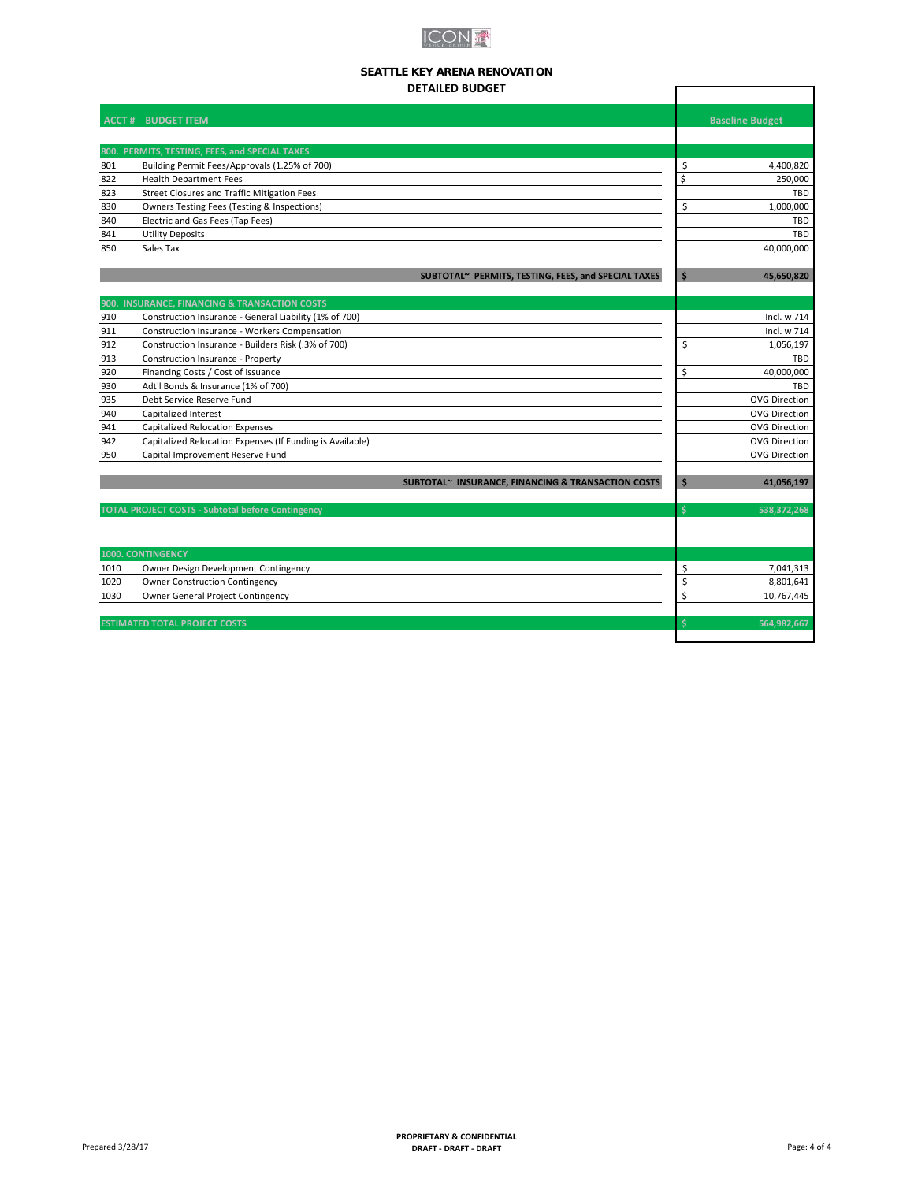## SEATTLE KEY ARENA RENOVATION
### DETAILED BUDGET

| ACCT # | BUDGET ITEM | Baseline Budget |
|---|---|---|
| **800.** | **PERMITS, TESTING, FEES, and SPECIAL TAXES** | |
| 801 | Building Permit Fees/Approvals (1.25% of 700) | $ 4,400,820 |
| 822 | Health Department Fees | $ 250,000 |
| 823 | Street Closures and Traffic Mitigation Fees | TBD |
| 830 | Owners Testing Fees (Testing & Inspections) | $ 1,000,000 |
| 840 | Electric and Gas Fees (Tap Fees) | TBD |
| 841 | Utility Deposits | TBD |
| 850 | Sales Tax | 40,000,000 |
| | **SUBTOTAL~ PERMITS, TESTING, FEES, and SPECIAL TAXES** | **$ 45,650,820** |
| **900.** | **INSURANCE, FINANCING & TRANSACTION COSTS** | |
| 910 | Construction Insurance - General Liability (1% of 700) | Incl. w 714 |
| 911 | Construction Insurance - Workers Compensation | Incl. w 714 |
| 912 | Construction Insurance - Builders Risk (.3% of 700) | $ 1,056,197 |
| 913 | Construction Insurance - Property | TBD |
| 920 | Financing Costs / Cost of Issuance | $ 40,000,000 |
| 930 | Adt'l Bonds & Insurance (1% of 700) | TBD |
| 935 | Debt Service Reserve Fund | OVG Direction |
| 940 | Capitalized Interest | OVG Direction |
| 941 | Capitalized Relocation Expenses | OVG Direction |
| 942 | Capitalized Relocation Expenses (If Funding is Available) | OVG Direction |
| 950 | Capital Improvement Reserve Fund | OVG Direction |
| | **SUBTOTAL~ INSURANCE, FINANCING & TRANSACTION COSTS** | **$ 41,056,197** |
| | **TOTAL PROJECT COSTS - Subtotal before Contingency** | **$ 538,372,268** |
| **1000.** | **CONTINGENCY** | |
| 1010 | Owner Design Development Contingency | $ 7,041,313 |
| 1020 | Owner Construction Contingency | $ 8,801,641 |
| 1030 | Owner General Project Contingency | $ 10,767,445 |
| | **ESTIMATED TOTAL PROJECT COSTS** | **$ 564,982,667** |

Prepared 3/28/17

**PROPRIETARY & CONFIDENTIAL**
**DRAFT - DRAFT - DRAFT**